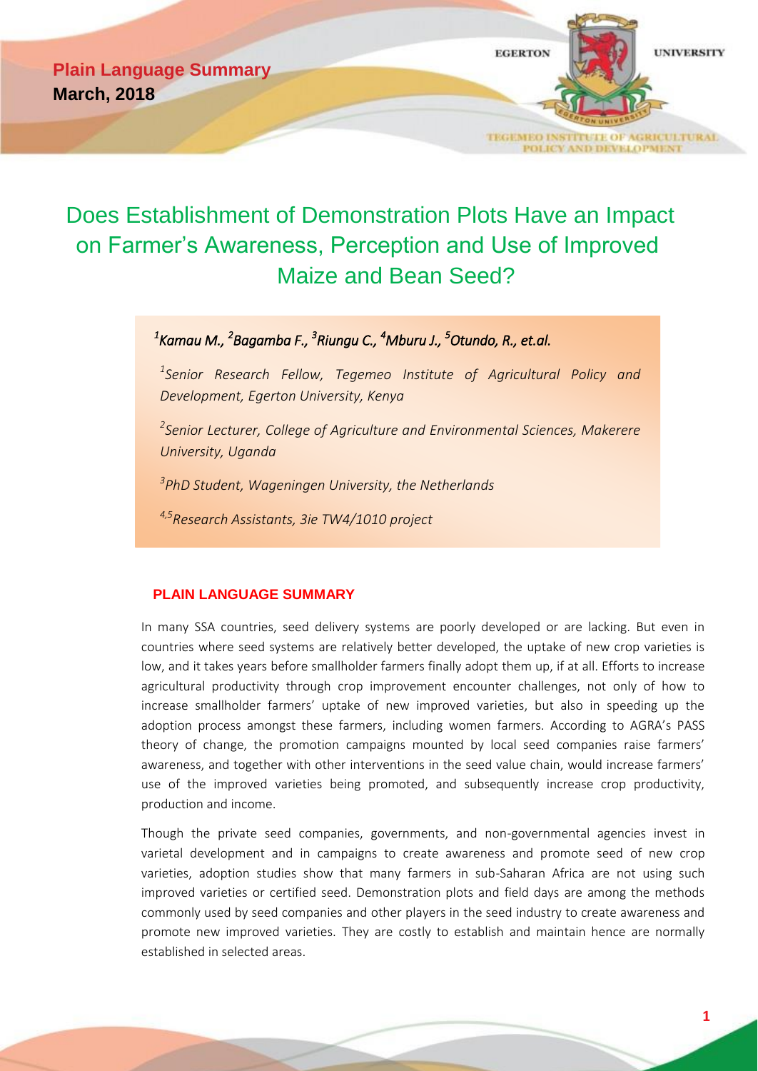**Plain Language Summary**
**March, 2018**

EGERTON UNIVERSITY

TEGEMEO INSTITUTE OF AGRICULTURAL POLICY AND DEVELOPMENT

# Does Establishment of Demonstration Plots Have an Impact on Farmer's Awareness, Perception and Use of Improved Maize and Bean Seed?

*[1]Kamau M., [2]Bagamba F., [3]Riungu C., [4]Mburu J., [5]Otundo, R., et.al.*

*[1]Senior Research Fellow, Tegemeo Institute of Agricultural Policy and Development, Egerton University, Kenya*

*[2]Senior Lecturer, College of Agriculture and Environmental Sciences, Makerere University, Uganda*

*[3]PhD Student, Wageningen University, the Netherlands*

*[4,5]Research Assistants, 3ie TW4/1010 project*

## PLAIN LANGUAGE SUMMARY

In many SSA countries, seed delivery systems are poorly developed or are lacking. But even in countries where seed systems are relatively better developed, the uptake of new crop varieties is low, and it takes years before smallholder farmers finally adopt them up, if at all. Efforts to increase agricultural productivity through crop improvement encounter challenges, not only of how to increase smallholder farmers' uptake of new improved varieties, but also in speeding up the adoption process amongst these farmers, including women farmers. According to AGRA's PASS theory of change, the promotion campaigns mounted by local seed companies raise farmers' awareness, and together with other interventions in the seed value chain, would increase farmers' use of the improved varieties being promoted, and subsequently increase crop productivity, production and income.

Though the private seed companies, governments, and non-governmental agencies invest in varietal development and in campaigns to create awareness and promote seed of new crop varieties, adoption studies show that many farmers in sub-Saharan Africa are not using such improved varieties or certified seed. Demonstration plots and field days are among the methods commonly used by seed companies and other players in the seed industry to create awareness and promote new improved varieties. They are costly to establish and maintain hence are normally established in selected areas.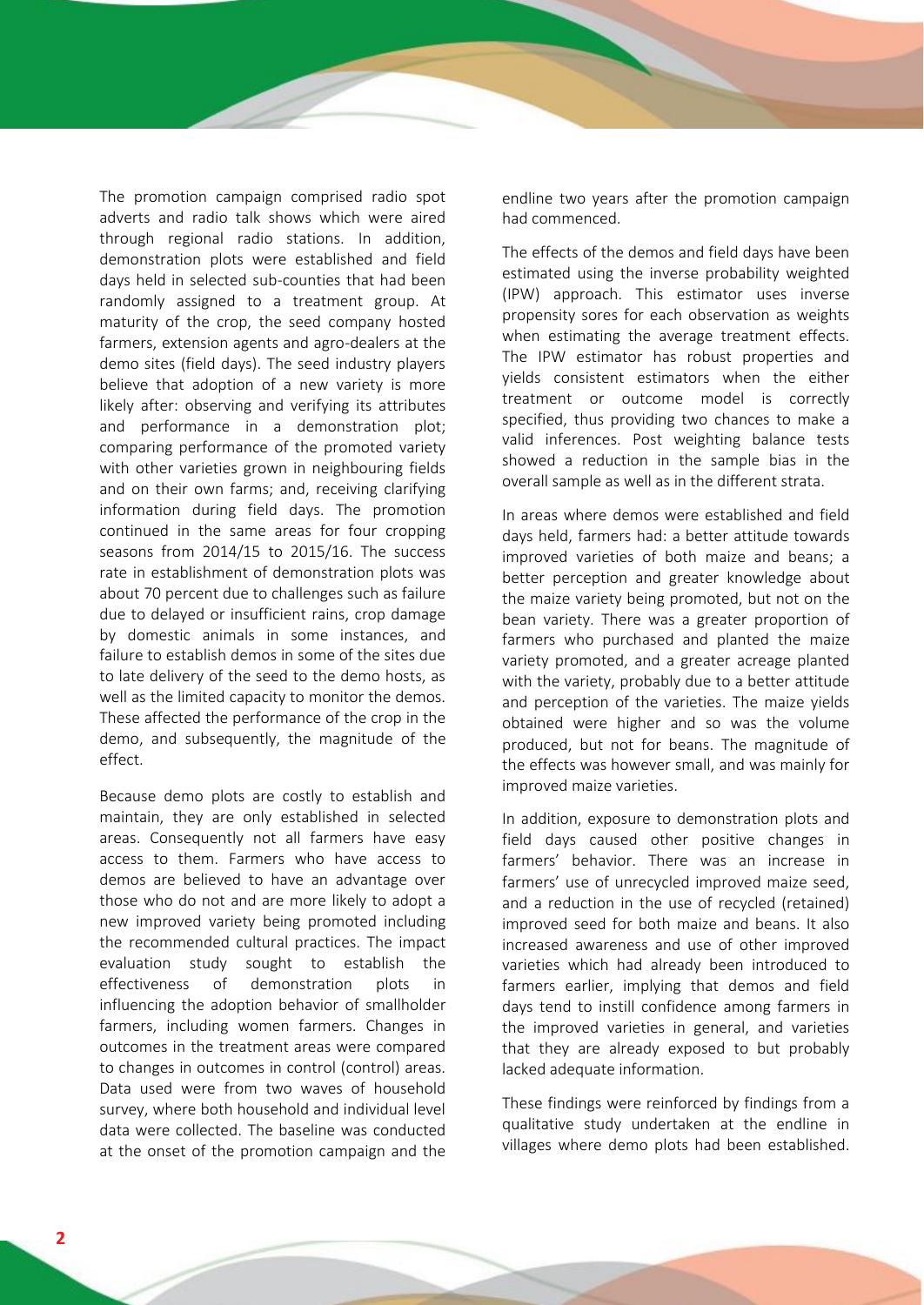The promotion campaign comprised radio spot adverts and radio talk shows which were aired through regional radio stations. In addition, demonstration plots were established and field days held in selected sub-counties that had been randomly assigned to a treatment group. At maturity of the crop, the seed company hosted farmers, extension agents and agro-dealers at the demo sites (field days). The seed industry players believe that adoption of a new variety is more likely after: observing and verifying its attributes and performance in a demonstration plot; comparing performance of the promoted variety with other varieties grown in neighbouring fields and on their own farms; and, receiving clarifying information during field days. The promotion continued in the same areas for four cropping seasons from 2014/15 to 2015/16. The success rate in establishment of demonstration plots was about 70 percent due to challenges such as failure due to delayed or insufficient rains, crop damage by domestic animals in some instances, and failure to establish demos in some of the sites due to late delivery of the seed to the demo hosts, as well as the limited capacity to monitor the demos. These affected the performance of the crop in the demo, and subsequently, the magnitude of the effect.

Because demo plots are costly to establish and maintain, they are only established in selected areas. Consequently not all farmers have easy access to them. Farmers who have access to demos are believed to have an advantage over those who do not and are more likely to adopt a new improved variety being promoted including the recommended cultural practices. The impact evaluation study sought to establish the effectiveness of demonstration plots in influencing the adoption behavior of smallholder farmers, including women farmers. Changes in outcomes in the treatment areas were compared to changes in outcomes in control (control) areas. Data used were from two waves of household survey, where both household and individual level data were collected. The baseline was conducted at the onset of the promotion campaign and the endline two years after the promotion campaign had commenced.

The effects of the demos and field days have been estimated using the inverse probability weighted (IPW) approach. This estimator uses inverse propensity sores for each observation as weights when estimating the average treatment effects. The IPW estimator has robust properties and yields consistent estimators when the either treatment or outcome model is correctly specified, thus providing two chances to make a valid inferences. Post weighting balance tests showed a reduction in the sample bias in the overall sample as well as in the different strata.

In areas where demos were established and field days held, farmers had: a better attitude towards improved varieties of both maize and beans; a better perception and greater knowledge about the maize variety being promoted, but not on the bean variety. There was a greater proportion of farmers who purchased and planted the maize variety promoted, and a greater acreage planted with the variety, probably due to a better attitude and perception of the varieties. The maize yields obtained were higher and so was the volume produced, but not for beans. The magnitude of the effects was however small, and was mainly for improved maize varieties.

In addition, exposure to demonstration plots and field days caused other positive changes in farmers' behavior. There was an increase in farmers' use of unrecycled improved maize seed, and a reduction in the use of recycled (retained) improved seed for both maize and beans. It also increased awareness and use of other improved varieties which had already been introduced to farmers earlier, implying that demos and field days tend to instill confidence among farmers in the improved varieties in general, and varieties that they are already exposed to but probably lacked adequate information.

These findings were reinforced by findings from a qualitative study undertaken at the endline in villages where demo plots had been established.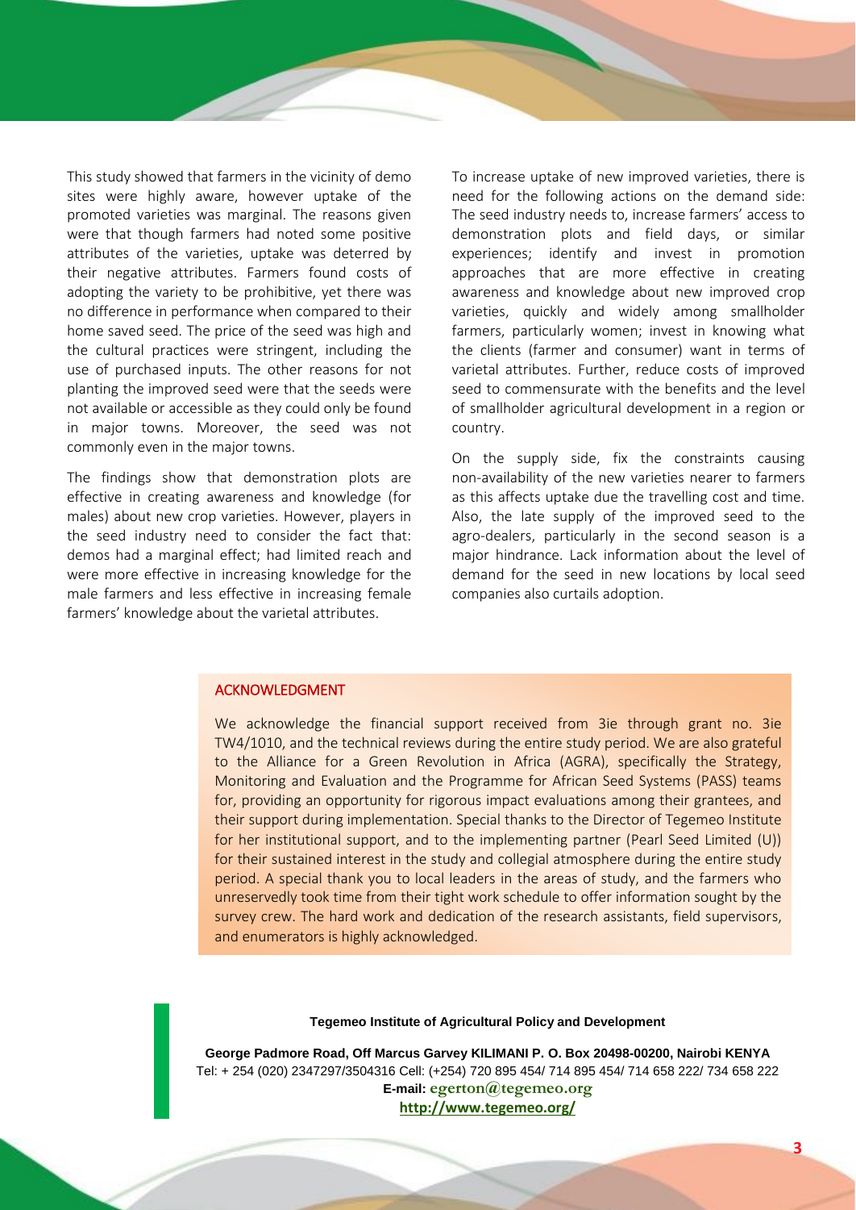This study showed that farmers in the vicinity of demo sites were highly aware, however uptake of the promoted varieties was marginal. The reasons given were that though farmers had noted some positive attributes of the varieties, uptake was deterred by their negative attributes. Farmers found costs of adopting the variety to be prohibitive, yet there was no difference in performance when compared to their home saved seed. The price of the seed was high and the cultural practices were stringent, including the use of purchased inputs. The other reasons for not planting the improved seed were that the seeds were not available or accessible as they could only be found in major towns. Moreover, the seed was not commonly even in the major towns.

The findings show that demonstration plots are effective in creating awareness and knowledge (for males) about new crop varieties. However, players in the seed industry need to consider the fact that: demos had a marginal effect; had limited reach and were more effective in increasing knowledge for the male farmers and less effective in increasing female farmers' knowledge about the varietal attributes.

To increase uptake of new improved varieties, there is need for the following actions on the demand side: The seed industry needs to, increase farmers' access to demonstration plots and field days, or similar experiences; identify and invest in promotion approaches that are more effective in creating awareness and knowledge about new improved crop varieties, quickly and widely among smallholder farmers, particularly women; invest in knowing what the clients (farmer and consumer) want in terms of varietal attributes. Further, reduce costs of improved seed to commensurate with the benefits and the level of smallholder agricultural development in a region or country.

On the supply side, fix the constraints causing non-availability of the new varieties nearer to farmers as this affects uptake due the travelling cost and time. Also, the late supply of the improved seed to the agro-dealers, particularly in the second season is a major hindrance. Lack information about the level of demand for the seed in new locations by local seed companies also curtails adoption.

## ACKNOWLEDGMENT

We acknowledge the financial support received from 3ie through grant no. 3ie TW4/1010, and the technical reviews during the entire study period. We are also grateful to the Alliance for a Green Revolution in Africa (AGRA), specifically the Strategy, Monitoring and Evaluation and the Programme for African Seed Systems (PASS) teams for, providing an opportunity for rigorous impact evaluations among their grantees, and their support during implementation. Special thanks to the Director of Tegemeo Institute for her institutional support, and to the implementing partner (Pearl Seed Limited (U)) for their sustained interest in the study and collegial atmosphere during the entire study period. A special thank you to local leaders in the areas of study, and the farmers who unreservedly took time from their tight work schedule to offer information sought by the survey crew. The hard work and dedication of the research assistants, field supervisors, and enumerators is highly acknowledged.

**Tegemeo Institute of Agricultural Policy and Development**

**George Padmore Road, Off Marcus Garvey KILIMANI P. O. Box 20498-00200, Nairobi KENYA**
Tel: + 254 (020) 2347297/3504316 Cell: (+254) 720 895 454/ 714 895 454/ 714 658 222/ 734 658 222
**E-mail: egerton@tegemeo.org**
**http://www.tegemeo.org/**